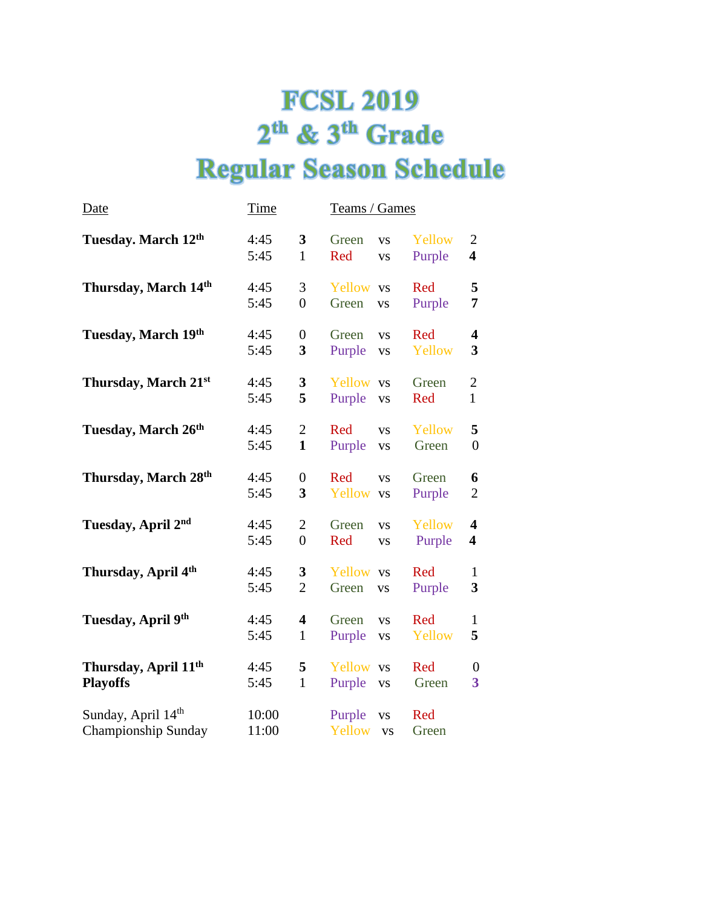# FCSL 2019
# 2th & 3th Grade
# Regular Season Schedule

| Date | Time | | Teams / Games | | | |
|---|---|---|---|---|---|---|
| **Tuesday. March 12th** | 4:45 | **3** | Green | vs | Yellow | 2 |
| | 5:45 | 1 | Red | vs | Purple | **4** |
| **Thursday, March 14th** | 4:45 | 3 | Yellow | vs | Red | **5** |
| | 5:45 | 0 | Green | vs | Purple | **7** |
| **Tuesday, March 19th** | 4:45 | 0 | Green | vs | Red | **4** |
| | 5:45 | **3** | Purple | vs | Yellow | **3** |
| **Thursday, March 21st** | 4:45 | **3** | Yellow | vs | Green | 2 |
| | 5:45 | **5** | Purple | vs | Red | 1 |
| **Tuesday, March 26th** | 4:45 | 2 | Red | vs | Yellow | **5** |
| | 5:45 | **1** | Purple | vs | Green | 0 |
| **Thursday, March 28th** | 4:45 | 0 | Red | vs | Green | **6** |
| | 5:45 | **3** | Yellow | vs | Purple | 2 |
| **Tuesday, April 2nd** | 4:45 | 2 | Green | vs | Yellow | **4** |
| | 5:45 | 0 | Red | vs | Purple | **4** |
| **Thursday, April 4th** | 4:45 | **3** | Yellow | vs | Red | 1 |
| | 5:45 | 2 | Green | vs | Purple | **3** |
| **Tuesday, April 9th** | 4:45 | **4** | Green | vs | Red | 1 |
| | 5:45 | 1 | Purple | vs | Yellow | **5** |
| **Thursday, April 11th** | 4:45 | **5** | Yellow | vs | Red | 0 |
| **Playoffs** | 5:45 | 1 | Purple | vs | Green | **3** |
| Sunday, April 14th | 10:00 | | Purple | vs | Red | |
| Championship Sunday | 11:00 | | Yellow | vs | Green | |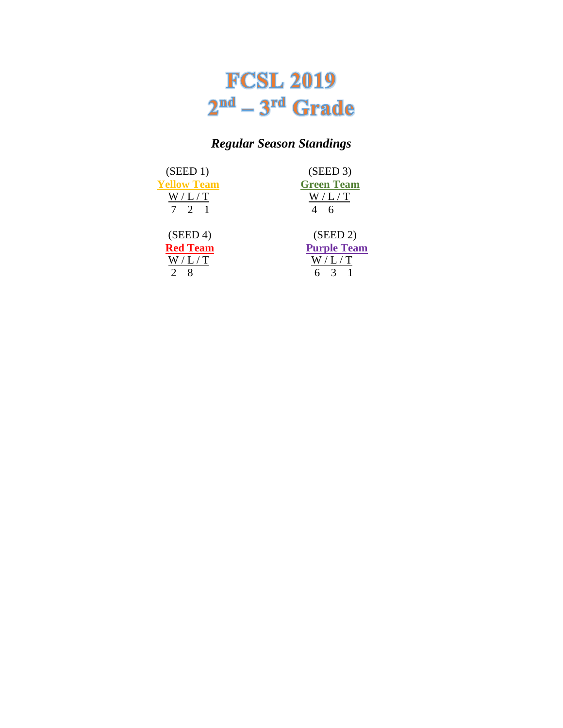# FCSL 2019
# 2nd – 3rd Grade

***Regular Season Standings***

(SEED 1)
**Yellow Team**

| W | L | T |
|---|---|---|
| 7 | 2 | 1 |

(SEED 3)
**Green Team**

| W | L | T |
|---|---|---|
| 4 | 6 | |

(SEED 4)
**Red Team**

| W | L | T |
|---|---|---|
| 2 | 8 | |

(SEED 2)
**Purple Team**

| W | L | T |
|---|---|---|
| 6 | 3 | 1 |